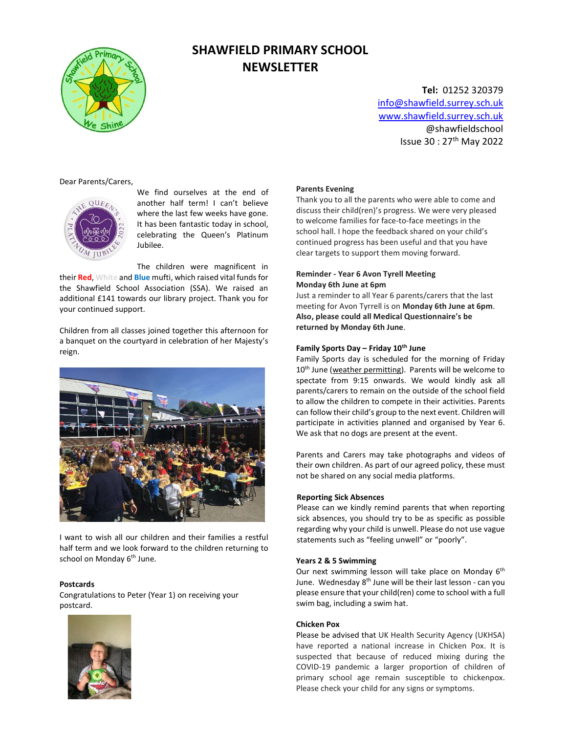# SHAWFIELD PRIMARY SCHOOL NEWSLETTER

**Tel:** 01252 320379
info@shawfield.surrey.sch.uk
www.shawfield.surrey.sch.uk
@shawfieldschool
Issue 30 : 27th May 2022

Dear Parents/Carers,

We find ourselves at the end of another half term! I can't believe where the last few weeks have gone. It has been fantastic today in school, celebrating the Queen's Platinum Jubilee.

The children were magnificent in their **Red**, **White** and **Blue** mufti, which raised vital funds for the Shawfield School Association (SSA). We raised an additional £141 towards our library project. Thank you for your continued support.

Children from all classes joined together this afternoon for a banquet on the courtyard in celebration of her Majesty's reign.

I want to wish all our children and their families a restful half term and we look forward to the children returning to school on Monday 6th June.

**Postcards**

Congratulations to Peter (Year 1) on receiving your postcard.

**Parents Evening**

Thank you to all the parents who were able to come and discuss their child(ren)'s progress. We were very pleased to welcome families for face-to-face meetings in the school hall. I hope the feedback shared on your child's continued progress has been useful and that you have clear targets to support them moving forward.

**Reminder - Year 6 Avon Tyrell Meeting**
**Monday 6th June at 6pm**

Just a reminder to all Year 6 parents/carers that the last meeting for Avon Tyrrell is on **Monday 6th June at 6pm**. **Also, please could all Medical Questionnaire's be returned by Monday 6th June**.

**Family Sports Day – Friday 10th June**

Family Sports day is scheduled for the morning of Friday 10th June (weather permitting). Parents will be welcome to spectate from 9:15 onwards. We would kindly ask all parents/carers to remain on the outside of the school field to allow the children to compete in their activities. Parents can follow their child's group to the next event. Children will participate in activities planned and organised by Year 6. We ask that no dogs are present at the event.

Parents and Carers may take photographs and videos of their own children. As part of our agreed policy, these must not be shared on any social media platforms.

**Reporting Sick Absences**

Please can we kindly remind parents that when reporting sick absences, you should try to be as specific as possible regarding why your child is unwell. Please do not use vague statements such as "feeling unwell" or "poorly".

**Years 2 & 5 Swimming**

Our next swimming lesson will take place on Monday 6th June. Wednesday 8th June will be their last lesson - can you please ensure that your child(ren) come to school with a full swim bag, including a swim hat.

**Chicken Pox**

Please be advised that UK Health Security Agency (UKHSA) have reported a national increase in Chicken Pox. It is suspected that because of reduced mixing during the COVID-19 pandemic a larger proportion of children of primary school age remain susceptible to chickenpox. Please check your child for any signs or symptoms.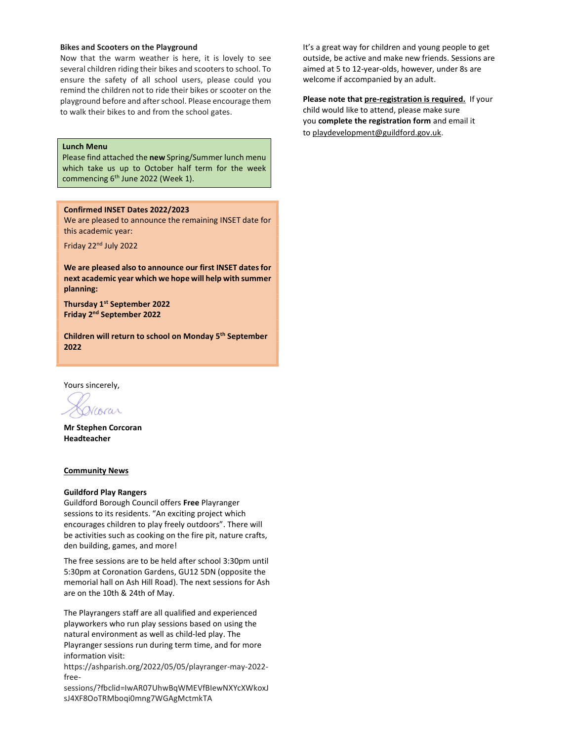**Bikes and Scooters on the Playground**

Now that the warm weather is here, it is lovely to see several children riding their bikes and scooters to school. To ensure the safety of all school users, please could you remind the children not to ride their bikes or scooter on the playground before and after school. Please encourage them to walk their bikes to and from the school gates.

**Lunch Menu**

Please find attached the **new** Spring/Summer lunch menu which take us up to October half term for the week commencing 6th June 2022 (Week 1).

**Confirmed INSET Dates 2022/2023**

We are pleased to announce the remaining INSET date for this academic year:

Friday 22nd July 2022

**We are pleased also to announce our first INSET dates for next academic year which we hope will help with summer planning:**

**Thursday 1st September 2022**
**Friday 2nd September 2022**

**Children will return to school on Monday 5th September 2022**

Yours sincerely,

**Mr Stephen Corcoran**
**Headteacher**

## Community News

**Guildford Play Rangers**

Guildford Borough Council offers **Free** Playranger sessions to its residents. "An exciting project which encourages children to play freely outdoors". There will be activities such as cooking on the fire pit, nature crafts, den building, games, and more!

The free sessions are to be held after school 3:30pm until 5:30pm at Coronation Gardens, GU12 5DN (opposite the memorial hall on Ash Hill Road). The next sessions for Ash are on the 10th & 24th of May.

The Playrangers staff are all qualified and experienced playworkers who run play sessions based on using the natural environment as well as child-led play. The Playranger sessions run during term time, and for more information visit:
https://ashparish.org/2022/05/05/playranger-may-2022-free-sessions/?fbclid=IwAR07UhwBqWMEVfBIewNXYcXWkoxJsJ4XF8OoTRMboqi0mng7WGAgMctmkTA

It's a great way for children and young people to get outside, be active and make new friends. Sessions are aimed at 5 to 12-year-olds, however, under 8s are welcome if accompanied by an adult.

**Please note that pre-registration is required.** If your child would like to attend, please make sure you **complete the registration form** and email it to playdevelopment@guildford.gov.uk.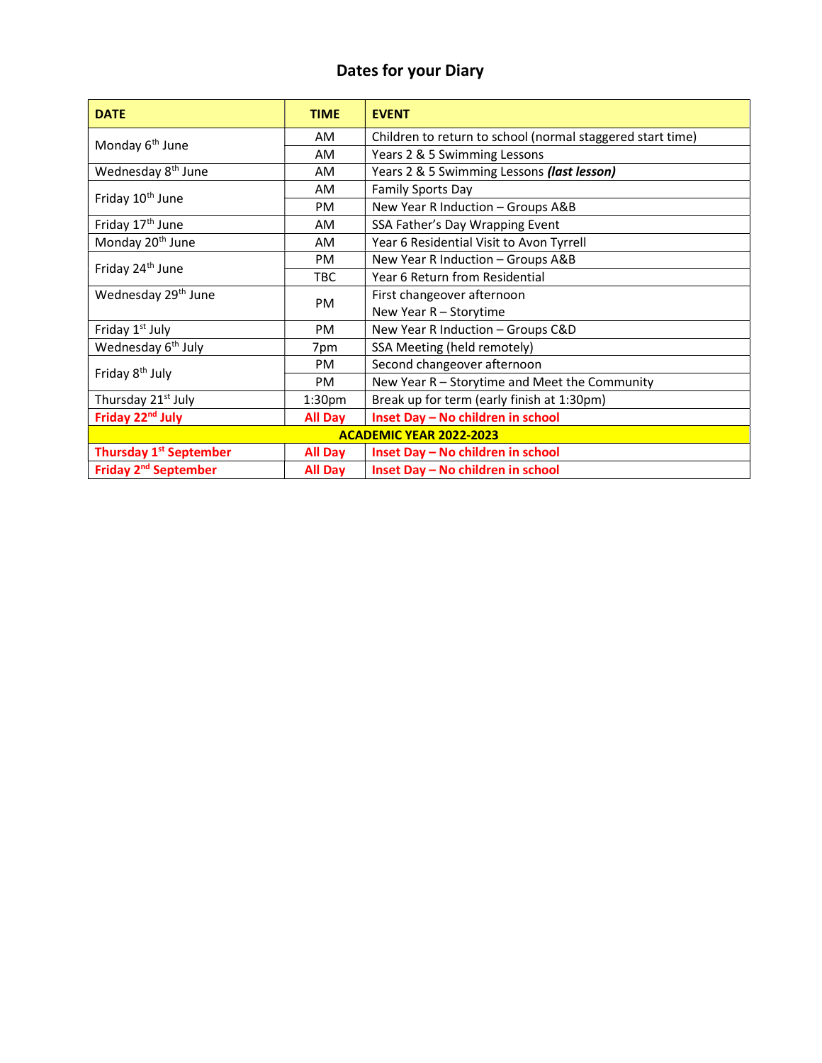# Dates for your Diary

| DATE | TIME | EVENT |
| --- | --- | --- |
| Monday 6th June | AM | Children to return to school (normal staggered start time) |
| | AM | Years 2 & 5 Swimming Lessons |
| Wednesday 8th June | AM | Years 2 & 5 Swimming Lessons ***(last lesson)*** |
| Friday 10th June | AM | Family Sports Day |
| | PM | New Year R Induction – Groups A&B |
| Friday 17th June | AM | SSA Father's Day Wrapping Event |
| Monday 20th June | AM | Year 6 Residential Visit to Avon Tyrrell |
| Friday 24th June | PM | New Year R Induction – Groups A&B |
| | TBC | Year 6 Return from Residential |
| Wednesday 29th June | PM | First changeover afternoon<br>New Year R – Storytime |
| Friday 1st July | PM | New Year R Induction – Groups C&D |
| Wednesday 6th July | 7pm | SSA Meeting (held remotely) |
| Friday 8th July | PM | Second changeover afternoon |
| | PM | New Year R – Storytime and Meet the Community |
| Thursday 21st July | 1:30pm | Break up for term (early finish at 1:30pm) |
| **Friday 22nd July** | **All Day** | **Inset Day – No children in school** |
| **ACADEMIC YEAR 2022-2023** | | |
| **Thursday 1st September** | **All Day** | **Inset Day – No children in school** |
| **Friday 2nd September** | **All Day** | **Inset Day – No children in school** |